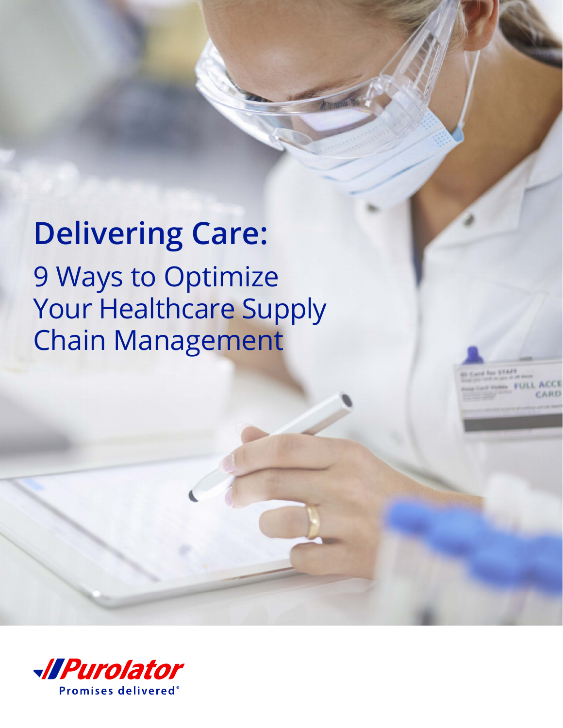# Delivering Care:

## 9 Ways to Optimize Your Healthcare Supply Chain Management

Purolator

Promises delivered®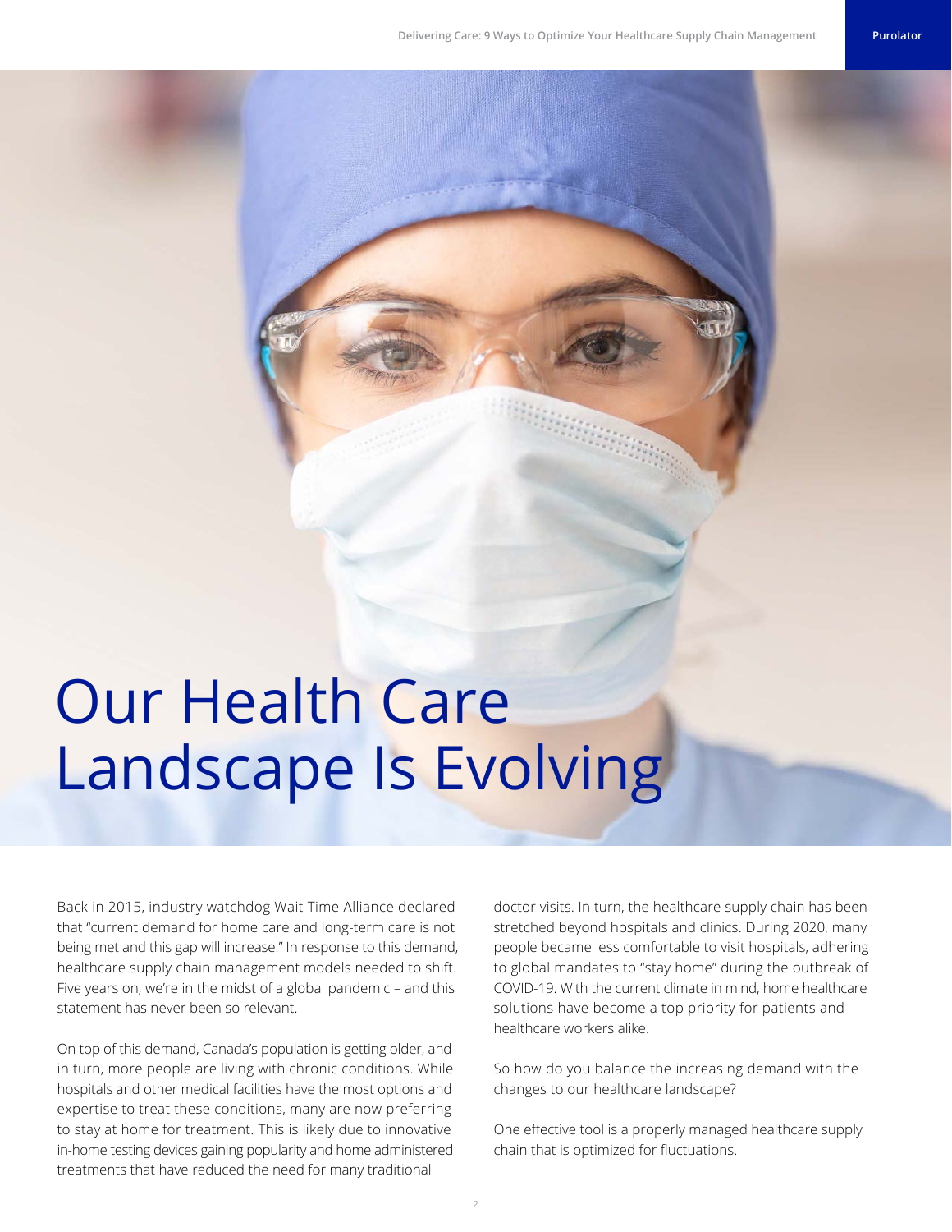# Our Health Care Landscape Is Evolving

Back in 2015, industry watchdog Wait Time Alliance declared that "current demand for home care and long-term care is not being met and this gap will increase." In response to this demand, healthcare supply chain management models needed to shift. Five years on, we're in the midst of a global pandemic – and this statement has never been so relevant.

On top of this demand, Canada's population is getting older, and in turn, more people are living with chronic conditions. While hospitals and other medical facilities have the most options and expertise to treat these conditions, many are now preferring to stay at home for treatment. This is likely due to innovative in-home testing devices gaining popularity and home administered treatments that have reduced the need for many traditional doctor visits. In turn, the healthcare supply chain has been stretched beyond hospitals and clinics. During 2020, many people became less comfortable to visit hospitals, adhering to global mandates to "stay home" during the outbreak of COVID-19. With the current climate in mind, home healthcare solutions have become a top priority for patients and healthcare workers alike.

So how do you balance the increasing demand with the changes to our healthcare landscape?

One effective tool is a properly managed healthcare supply chain that is optimized for fluctuations.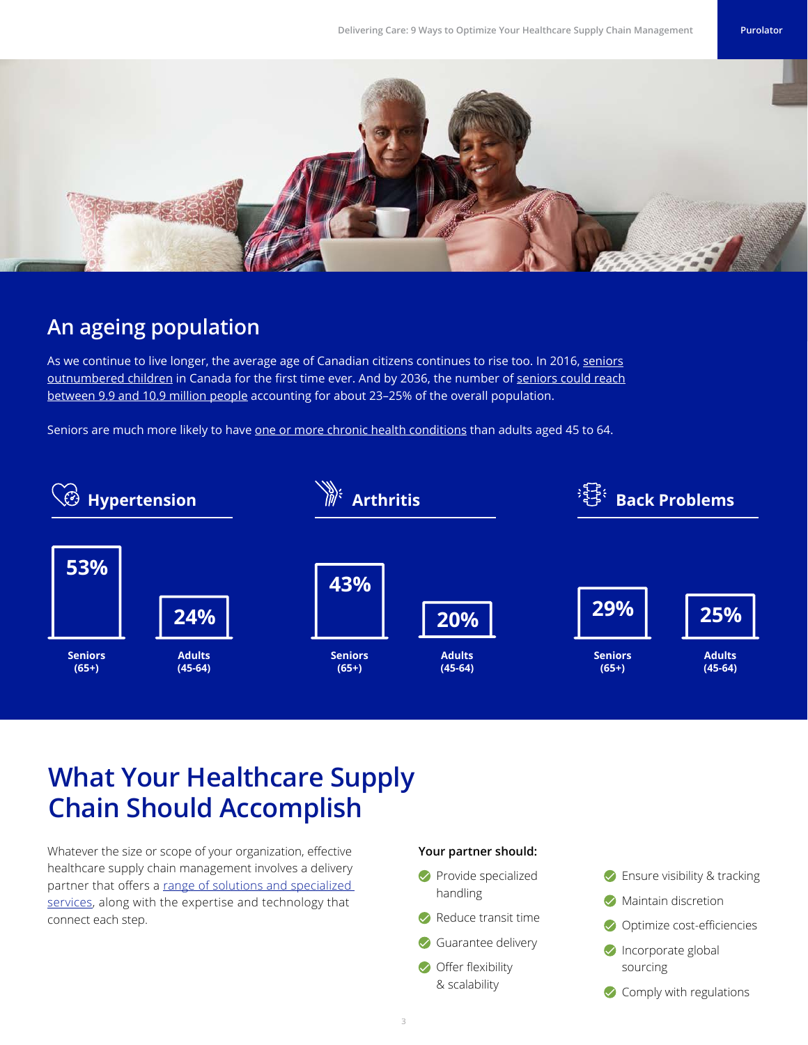## An ageing population

As we continue to live longer, the average age of Canadian citizens continues to rise too. In 2016, seniors outnumbered children in Canada for the first time ever. And by 2036, the number of seniors could reach between 9.9 and 10.9 million people accounting for about 23–25% of the overall population.

Seniors are much more likely to have one or more chronic health conditions than adults aged 45 to 64.

| | Seniors (65+) | Adults (45-64) |
|---|---|---|
| **Hypertension** | 53% | 24% |
| **Arthritis** | 43% | 20% |
| **Back Problems** | 29% | 25% |

# What Your Healthcare Supply Chain Should Accomplish

Whatever the size or scope of your organization, effective healthcare supply chain management involves a delivery partner that offers a range of solutions and specialized services, along with the expertise and technology that connect each step.

**Your partner should:**

- Provide specialized handling
- Reduce transit time
- Guarantee delivery
- Offer flexibility & scalability
- Ensure visibility & tracking
- Maintain discretion
- Optimize cost-efficiencies
- Incorporate global sourcing
- Comply with regulations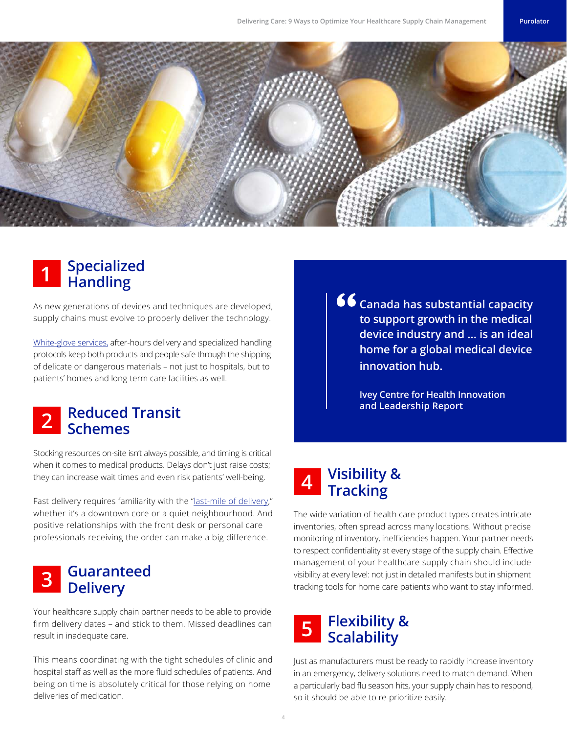## 1 Specialized Handling

As new generations of devices and techniques are developed, supply chains must evolve to properly deliver the technology.

White-glove services, after-hours delivery and specialized handling protocols keep both products and people safe through the shipping of delicate or dangerous materials – not just to hospitals, but to patients' homes and long-term care facilities as well.

## 2 Reduced Transit Schemes

Stocking resources on-site isn't always possible, and timing is critical when it comes to medical products. Delays don't just raise costs; they can increase wait times and even risk patients' well-being.

Fast delivery requires familiarity with the "last-mile of delivery," whether it's a downtown core or a quiet neighbourhood. And positive relationships with the front desk or personal care professionals receiving the order can make a big difference.

## 3 Guaranteed Delivery

Your healthcare supply chain partner needs to be able to provide firm delivery dates – and stick to them. Missed deadlines can result in inadequate care.

This means coordinating with the tight schedules of clinic and hospital staff as well as the more fluid schedules of patients. And being on time is absolutely critical for those relying on home deliveries of medication.

> **"Canada has substantial capacity to support growth in the medical device industry and ... is an ideal home for a global medical device innovation hub.**
>
> **Ivey Centre for Health Innovation and Leadership Report**

## 4 Visibility & Tracking

The wide variation of health care product types creates intricate inventories, often spread across many locations. Without precise monitoring of inventory, inefficiencies happen. Your partner needs to respect confidentiality at every stage of the supply chain. Effective management of your healthcare supply chain should include visibility at every level: not just in detailed manifests but in shipment tracking tools for home care patients who want to stay informed.

## 5 Flexibility & Scalability

Just as manufacturers must be ready to rapidly increase inventory in an emergency, delivery solutions need to match demand. When a particularly bad flu season hits, your supply chain has to respond, so it should be able to re-prioritize easily.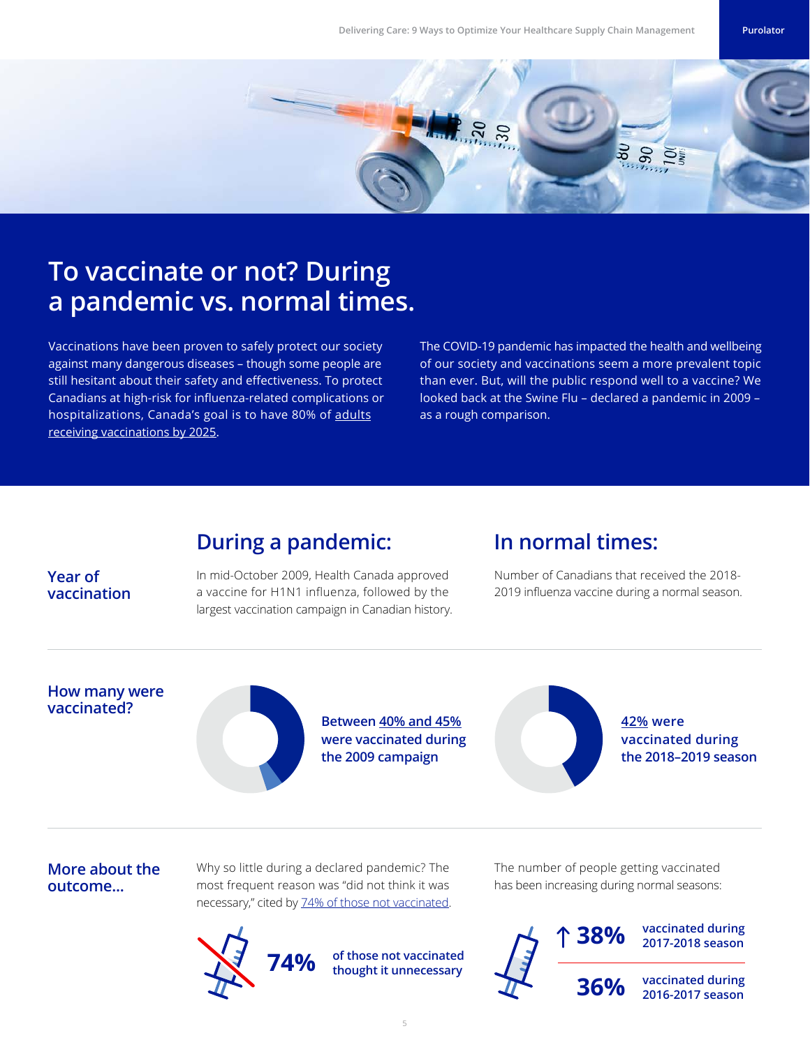# To vaccinate or not? During a pandemic vs. normal times.

Vaccinations have been proven to safely protect our society against many dangerous diseases – though some people are still hesitant about their safety and effectiveness. To protect Canadians at high-risk for influenza-related complications or hospitalizations, Canada's goal is to have 80% of adults receiving vaccinations by 2025.

The COVID-19 pandemic has impacted the health and wellbeing of our society and vaccinations seem a more prevalent topic than ever. But, will the public respond well to a vaccine? We looked back at the Swine Flu – declared a pandemic in 2009 – as a rough comparison.

| | During a pandemic: | In normal times: |
|---|---|---|
| **Year of vaccination** | In mid-October 2009, Health Canada approved a vaccine for H1N1 influenza, followed by the largest vaccination campaign in Canadian history. | Number of Canadians that received the 2018-2019 influenza vaccine during a normal season. |
| **How many were vaccinated?** | **Between 40% and 45% were vaccinated during the 2009 campaign** | **42% were vaccinated during the 2018–2019 season** |
| **More about the outcome...** | Why so little during a declared pandemic? The most frequent reason was "did not think it was necessary," cited by 74% of those not vaccinated. | The number of people getting vaccinated has been increasing during normal seasons: |

**74%** of those not vaccinated thought it unnecessary

**↑ 38%** vaccinated during 2017-2018 season

**36%** vaccinated during 2016-2017 season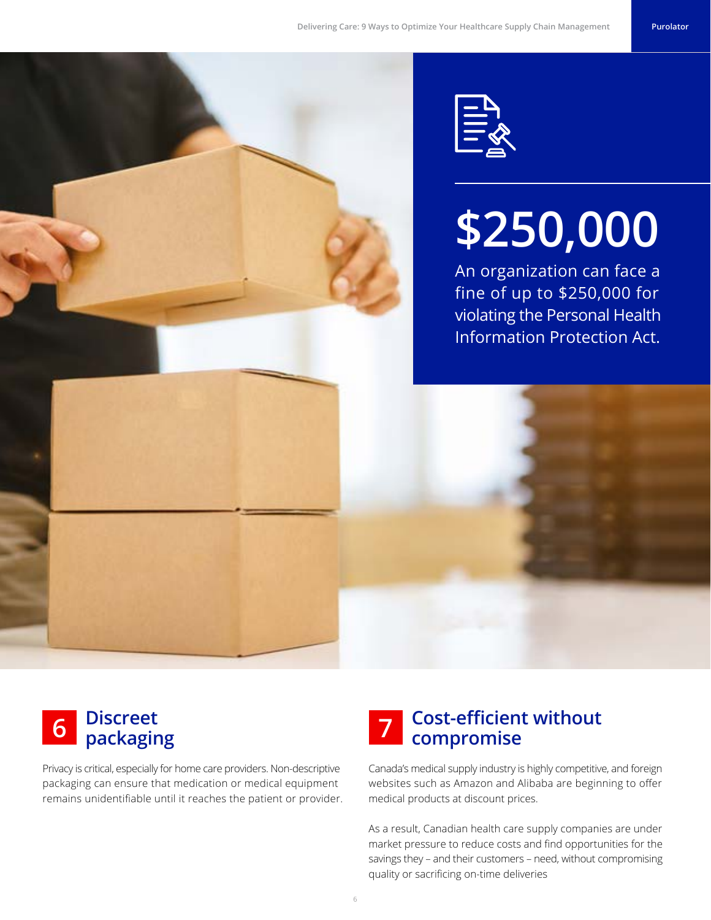$250,000

An organization can face a fine of up to $250,000 for violating the Personal Health Information Protection Act.

## 6 Discreet packaging

Privacy is critical, especially for home care providers. Non-descriptive packaging can ensure that medication or medical equipment remains unidentifiable until it reaches the patient or provider.

## 7 Cost-efficient without compromise

Canada's medical supply industry is highly competitive, and foreign websites such as Amazon and Alibaba are beginning to offer medical products at discount prices.

As a result, Canadian health care supply companies are under market pressure to reduce costs and find opportunities for the savings they – and their customers – need, without compromising quality or sacrificing on-time deliveries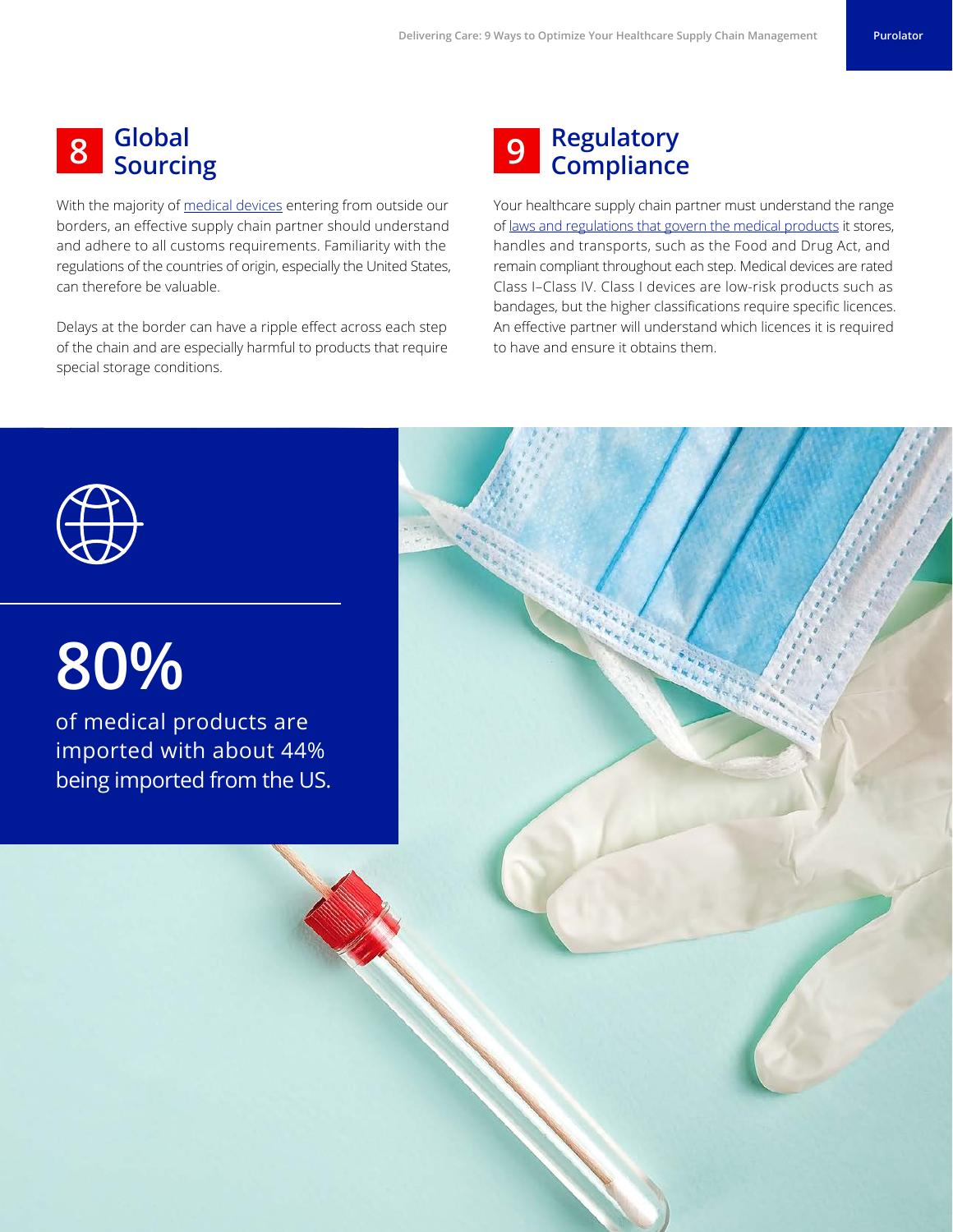## 8 Global Sourcing

With the majority of medical devices entering from outside our borders, an effective supply chain partner should understand and adhere to all customs requirements. Familiarity with the regulations of the countries of origin, especially the United States, can therefore be valuable.

Delays at the border can have a ripple effect across each step of the chain and are especially harmful to products that require special storage conditions.

## 9 Regulatory Compliance

Your healthcare supply chain partner must understand the range of laws and regulations that govern the medical products it stores, handles and transports, such as the Food and Drug Act, and remain compliant throughout each step. Medical devices are rated Class I–Class IV. Class I devices are low-risk products such as bandages, but the higher classifications require specific licences. An effective partner will understand which licences it is required to have and ensure it obtains them.

**80%**

of medical products are imported with about 44% being imported from the US.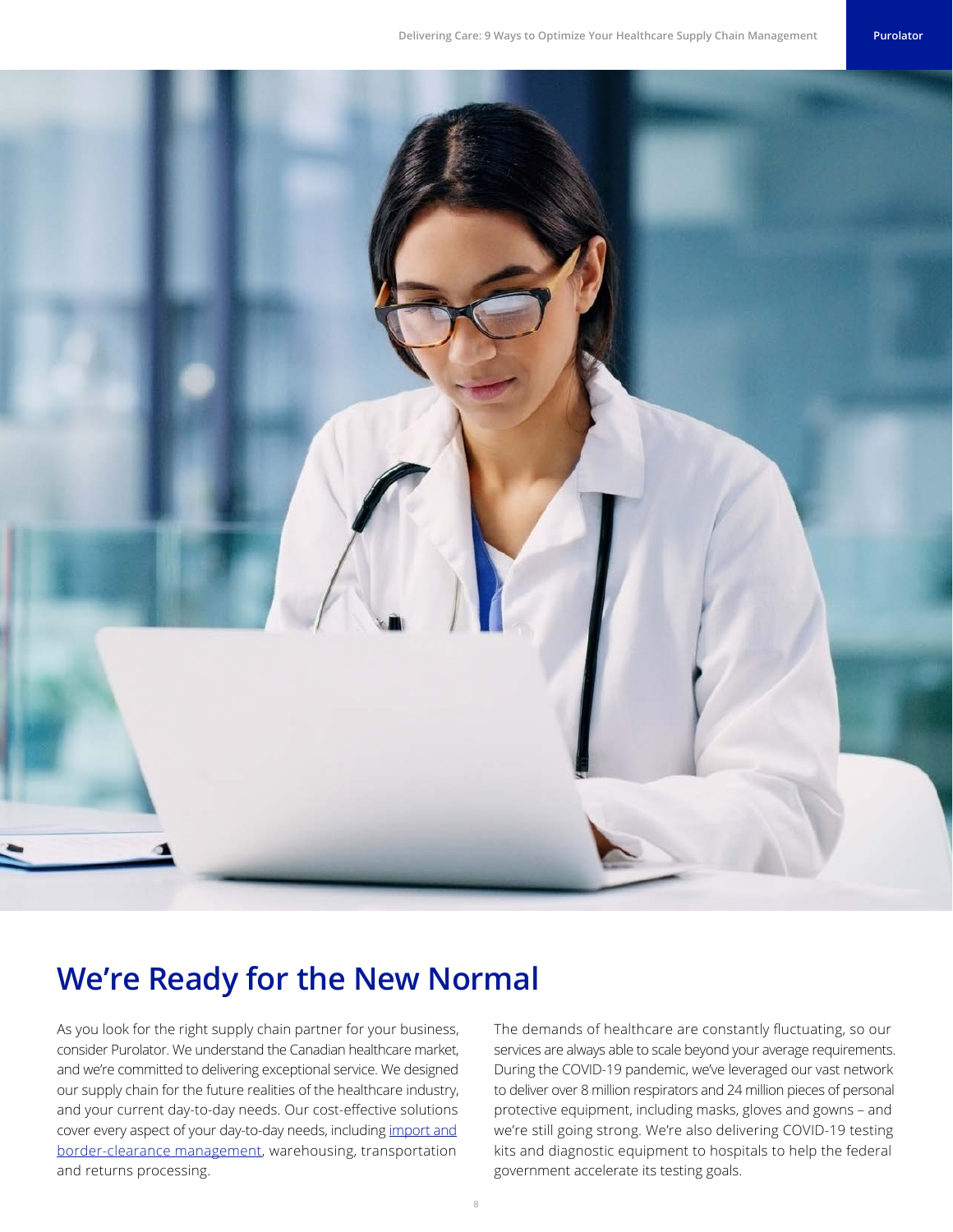## We're Ready for the New Normal

As you look for the right supply chain partner for your business, consider Purolator. We understand the Canadian healthcare market, and we're committed to delivering exceptional service. We designed our supply chain for the future realities of the healthcare industry, and your current day-to-day needs. Our cost-effective solutions cover every aspect of your day-to-day needs, including import and border-clearance management, warehousing, transportation and returns processing.

The demands of healthcare are constantly fluctuating, so our services are always able to scale beyond your average requirements. During the COVID-19 pandemic, we've leveraged our vast network to deliver over 8 million respirators and 24 million pieces of personal protective equipment, including masks, gloves and gowns – and we're still going strong. We're also delivering COVID-19 testing kits and diagnostic equipment to hospitals to help the federal government accelerate its testing goals.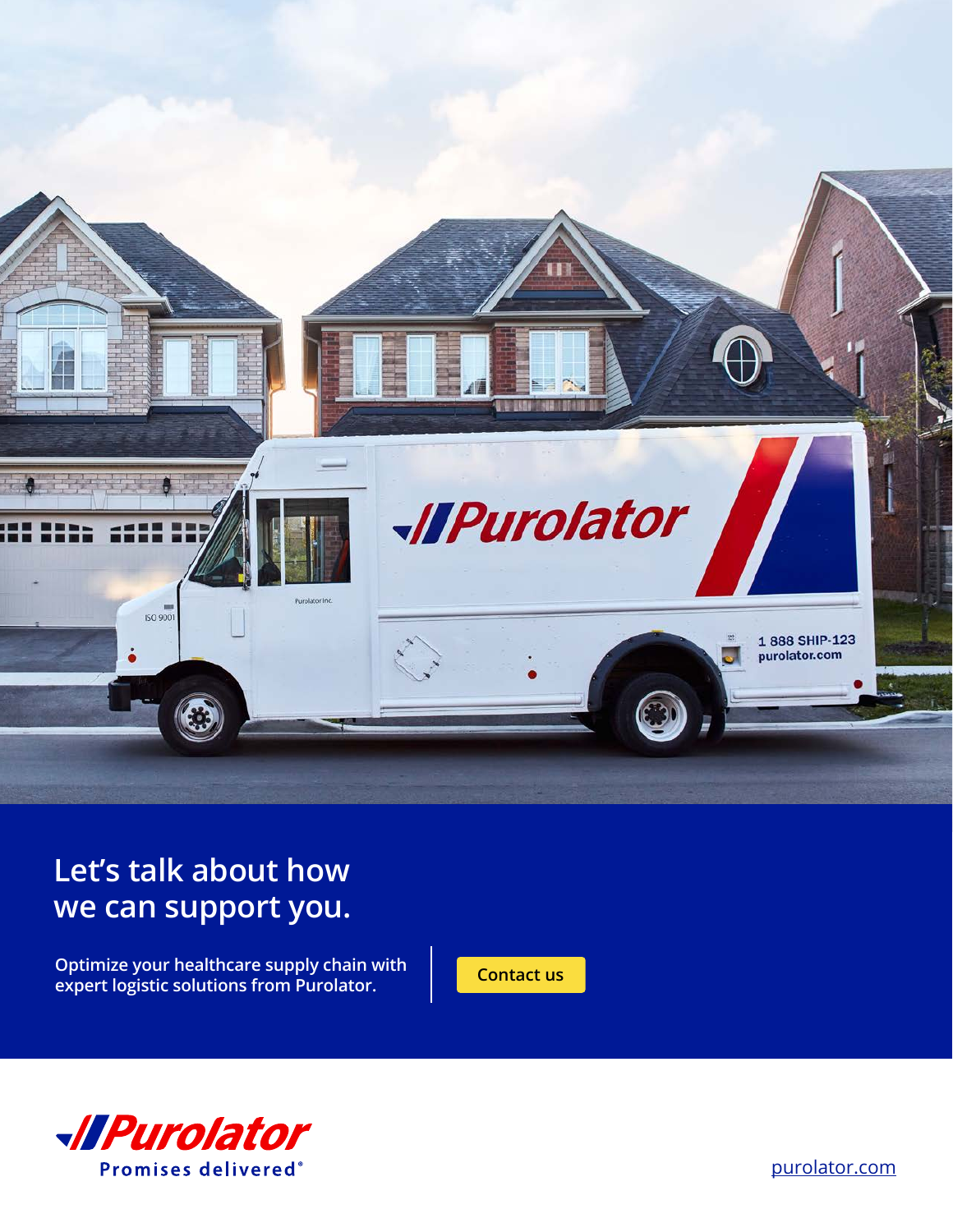## Let's talk about how we can support you.

Optimize your healthcare supply chain with expert logistic solutions from Purolator.

Contact us

Purolator

Promises delivered®

purolator.com